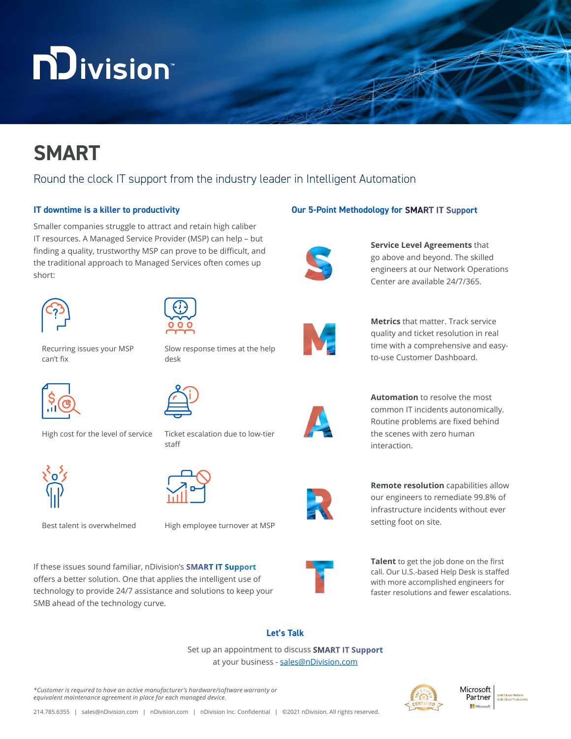# nDivision

# SMART

Round the clock IT support from the industry leader in Intelligent Automation

### IT downtime is a killer to productivity

Smaller companies struggle to attract and retain high caliber IT resources. A Managed Service Provider (MSP) can help – but finding a quality, trustworthy MSP can prove to be difficult, and the traditional approach to Managed Services often comes up short:

- Recurring issues your MSP can't fix
- Slow response times at the help desk
- High cost for the level of service
- Ticket escalation due to low-tier staff
- Best talent is overwhelmed
- High employee turnover at MSP

If these issues sound familiar, nDivision's **SMART IT Support** offers a better solution. One that applies the intelligent use of technology to provide 24/7 assistance and solutions to keep your SMB ahead of the technology curve.

### Our 5-Point Methodology for SMART IT Support

**S** – **Service Level Agreements** that go above and beyond. The skilled engineers at our Network Operations Center are available 24/7/365.

**M** – **Metrics** that matter. Track service quality and ticket resolution in real time with a comprehensive and easy-to-use Customer Dashboard.

**A** – **Automation** to resolve the most common IT incidents autonomically. Routine problems are fixed behind the scenes with zero human interaction.

**R** – **Remote resolution** capabilities allow our engineers to remediate 99.8% of infrastructure incidents without ever setting foot on site.

**T** – **Talent** to get the job done on the first call. Our U.S.-based Help Desk is staffed with more accomplished engineers for faster resolutions and fewer escalations.

### Let's Talk

Set up an appointment to discuss **SMART IT Support** at your business - sales@nDivision.com

*\*Customer is required to have an active manufacturer's hardware/software warranty or equivalent maintenance agreement in place for each managed device.*

214.785.6355 | sales@nDivision.com | nDivision.com | nDivision Inc. Confidential | ©2021 nDivision. All rights reserved.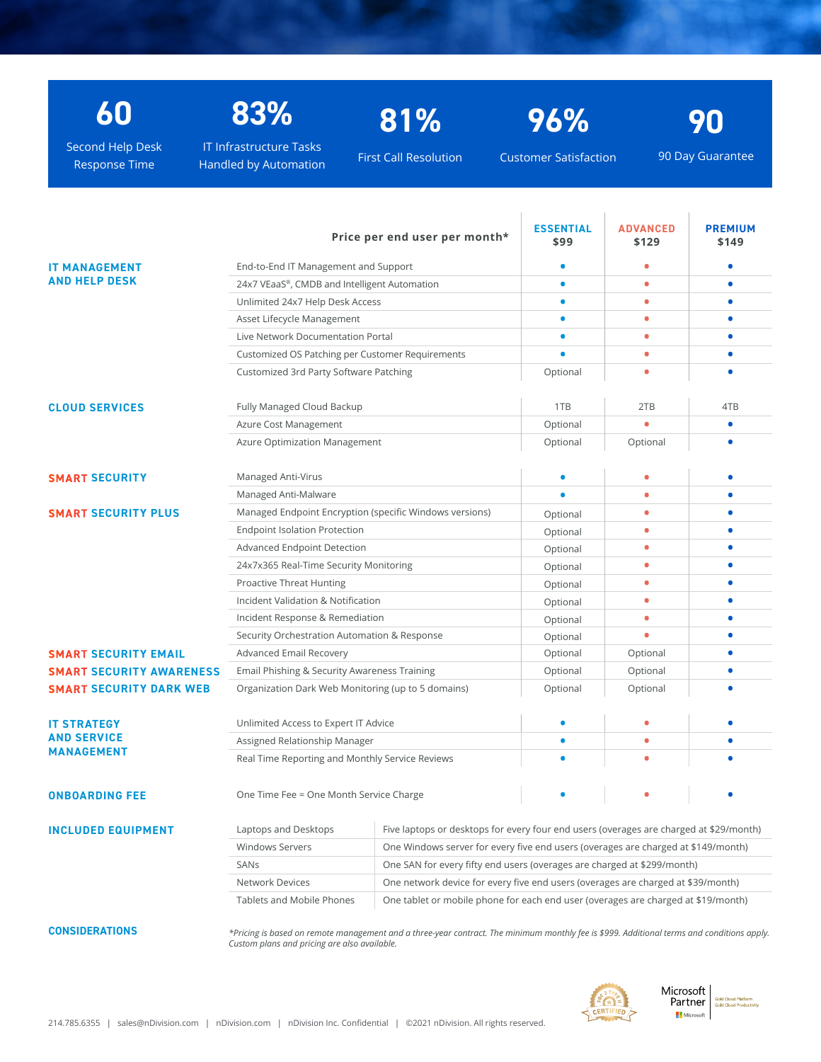| 60 | 83% | 81% | 96% | 90 |
|---|---|---|---|---|
| Second Help Desk Response Time | IT Infrastructure Tasks Handled by Automation | First Call Resolution | Customer Satisfaction | 90 Day Guarantee |

| | Price per end user per month* | ESSENTIAL $99 | ADVANCED $129 | PREMIUM $149 |
|---|---|---|---|---|
| **IT MANAGEMENT AND HELP DESK** | End-to-End IT Management and Support | • | • | • |
| | 24x7 VEaaS®, CMDB and Intelligent Automation | • | • | • |
| | Unlimited 24x7 Help Desk Access | • | • | • |
| | Asset Lifecycle Management | • | • | • |
| | Live Network Documentation Portal | • | • | • |
| | Customized OS Patching per Customer Requirements | • | • | • |
| | Customized 3rd Party Software Patching | Optional | • | • |
| **CLOUD SERVICES** | Fully Managed Cloud Backup | 1TB | 2TB | 4TB |
| | Azure Cost Management | Optional | • | • |
| | Azure Optimization Management | Optional | Optional | • |
| **SMART SECURITY** | Managed Anti-Virus | • | • | • |
| | Managed Anti-Malware | • | • | • |
| **SMART SECURITY PLUS** | Managed Endpoint Encryption (specific Windows versions) | Optional | • | • |
| | Endpoint Isolation Protection | Optional | • | • |
| | Advanced Endpoint Detection | Optional | • | • |
| | 24x7x365 Real-Time Security Monitoring | Optional | • | • |
| | Proactive Threat Hunting | Optional | • | • |
| | Incident Validation & Notification | Optional | • | • |
| | Incident Response & Remediation | Optional | • | • |
| | Security Orchestration Automation & Response | Optional | • | • |
| **SMART SECURITY EMAIL** | Advanced Email Recovery | Optional | Optional | • |
| **SMART SECURITY AWARENESS** | Email Phishing & Security Awareness Training | Optional | Optional | • |
| **SMART SECURITY DARK WEB** | Organization Dark Web Monitoring (up to 5 domains) | Optional | Optional | • |
| **IT STRATEGY AND SERVICE MANAGEMENT** | Unlimited Access to Expert IT Advice | • | • | • |
| | Assigned Relationship Manager | • | • | • |
| | Real Time Reporting and Monthly Service Reviews | • | • | • |
| **ONBOARDING FEE** | One Time Fee = One Month Service Charge | • | • | • |

| | | |
|---|---|---|
| **INCLUDED EQUIPMENT** | Laptops and Desktops | Five laptops or desktops for every four end users (overages are charged at $29/month) |
| | Windows Servers | One Windows server for every five end users (overages are charged at $149/month) |
| | SANs | One SAN for every fifty end users (overages are charged at $299/month) |
| | Network Devices | One network device for every five end users (overages are charged at $39/month) |
| | Tablets and Mobile Phones | One tablet or mobile phone for each end user (overages are charged at $19/month) |

**CONSIDERATIONS**

*\*Pricing is based on remote management and a three-year contract. The minimum monthly fee is $999. Additional terms and conditions apply. Custom plans and pricing are also available.*

214.785.6355 | sales@nDivision.com | nDivision.com | nDivision Inc. Confidential | ©2021 nDivision. All rights reserved.